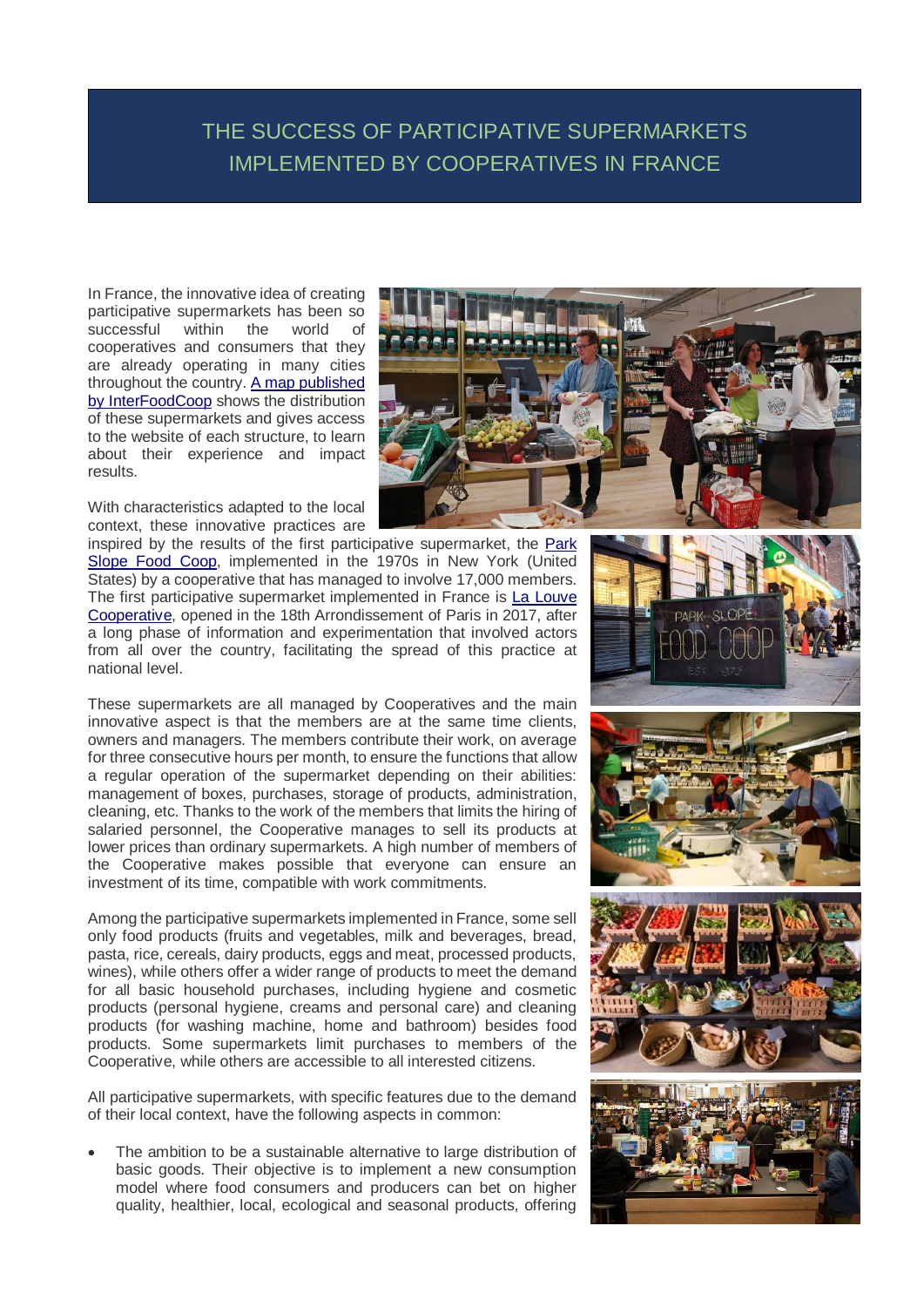# THE SUCCESS OF PARTICIPATIVE SUPERMARKETS IMPLEMENTED BY COOPERATIVES IN FRANCE

In France, the innovative idea of creating participative supermarkets has been so successful within the world of cooperatives and consumers that they are already operating in many cities throughout the country. [A map published by InterFoodCoop](#) shows the distribution of these supermarkets and gives access to the website of each structure, to learn about their experience and impact results.

With characteristics adapted to the local context, these innovative practices are inspired by the results of the first participative supermarket, the [Park Slope Food Coop](#), implemented in the 1970s in New York (United States) by a cooperative that has managed to involve 17,000 members. The first participative supermarket implemented in France is [La Louve Cooperative](#), opened in the 18th Arrondissement of Paris in 2017, after a long phase of information and experimentation that involved actors from all over the country, facilitating the spread of this practice at national level.

These supermarkets are all managed by Cooperatives and the main innovative aspect is that the members are at the same time clients, owners and managers. The members contribute their work, on average for three consecutive hours per month, to ensure the functions that allow a regular operation of the supermarket depending on their abilities: management of boxes, purchases, storage of products, administration, cleaning, etc. Thanks to the work of the members that limits the hiring of salaried personnel, the Cooperative manages to sell its products at lower prices than ordinary supermarkets. A high number of members of the Cooperative makes possible that everyone can ensure an investment of its time, compatible with work commitments.

Among the participative supermarkets implemented in France, some sell only food products (fruits and vegetables, milk and beverages, bread, pasta, rice, cereals, dairy products, eggs and meat, processed products, wines), while others offer a wider range of products to meet the demand for all basic household purchases, including hygiene and cosmetic products (personal hygiene, creams and personal care) and cleaning products (for washing machine, home and bathroom) besides food products. Some supermarkets limit purchases to members of the Cooperative, while others are accessible to all interested citizens.

All participative supermarkets, with specific features due to the demand of their local context, have the following aspects in common:

- The ambition to be a sustainable alternative to large distribution of basic goods. Their objective is to implement a new consumption model where food consumers and producers can bet on higher quality, healthier, local, ecological and seasonal products, offering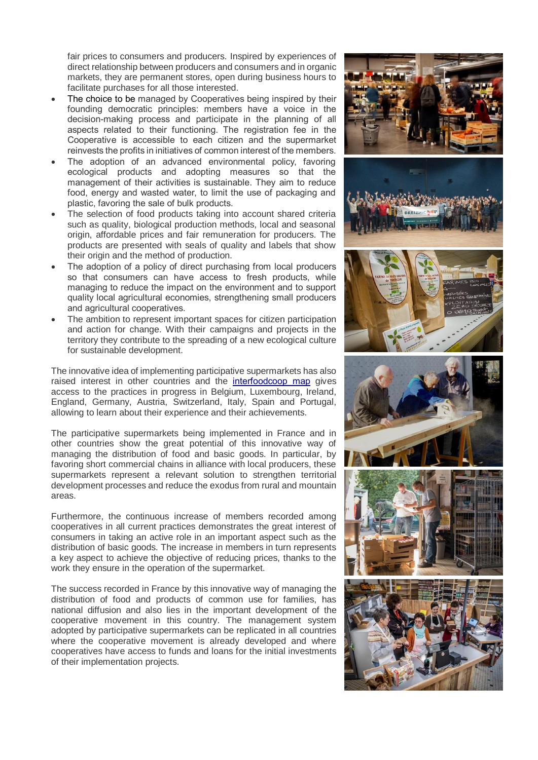fair prices to consumers and producers. Inspired by experiences of direct relationship between producers and consumers and in organic markets, they are permanent stores, open during business hours to facilitate purchases for all those interested.

- The choice to be managed by Cooperatives being inspired by their founding democratic principles: members have a voice in the decision-making process and participate in the planning of all aspects related to their functioning. The registration fee in the Cooperative is accessible to each citizen and the supermarket reinvests the profits in initiatives of common interest of the members.
- The adoption of an advanced environmental policy, favoring ecological products and adopting measures so that the management of their activities is sustainable. They aim to reduce food, energy and wasted water, to limit the use of packaging and plastic, favoring the sale of bulk products.
- The selection of food products taking into account shared criteria such as quality, biological production methods, local and seasonal origin, affordable prices and fair remuneration for producers. The products are presented with seals of quality and labels that show their origin and the method of production.
- The adoption of a policy of direct purchasing from local producers so that consumers can have access to fresh products, while managing to reduce the impact on the environment and to support quality local agricultural economies, strengthening small producers and agricultural cooperatives.
- The ambition to represent important spaces for citizen participation and action for change. With their campaigns and projects in the territory they contribute to the spreading of a new ecological culture for sustainable development.

The innovative idea of implementing participative supermarkets has also raised interest in other countries and the [interfoodcoop map]() gives access to the practices in progress in Belgium, Luxembourg, Ireland, England, Germany, Austria, Switzerland, Italy, Spain and Portugal, allowing to learn about their experience and their achievements.

The participative supermarkets being implemented in France and in other countries show the great potential of this innovative way of managing the distribution of food and basic goods. In particular, by favoring short commercial chains in alliance with local producers, these supermarkets represent a relevant solution to strengthen territorial development processes and reduce the exodus from rural and mountain areas.

Furthermore, the continuous increase of members recorded among cooperatives in all current practices demonstrates the great interest of consumers in taking an active role in an important aspect such as the distribution of basic goods. The increase in members in turn represents a key aspect to achieve the objective of reducing prices, thanks to the work they ensure in the operation of the supermarket.

The success recorded in France by this innovative way of managing the distribution of food and products of common use for families, has national diffusion and also lies in the important development of the cooperative movement in this country. The management system adopted by participative supermarkets can be replicated in all countries where the cooperative movement is already developed and where cooperatives have access to funds and loans for the initial investments of their implementation projects.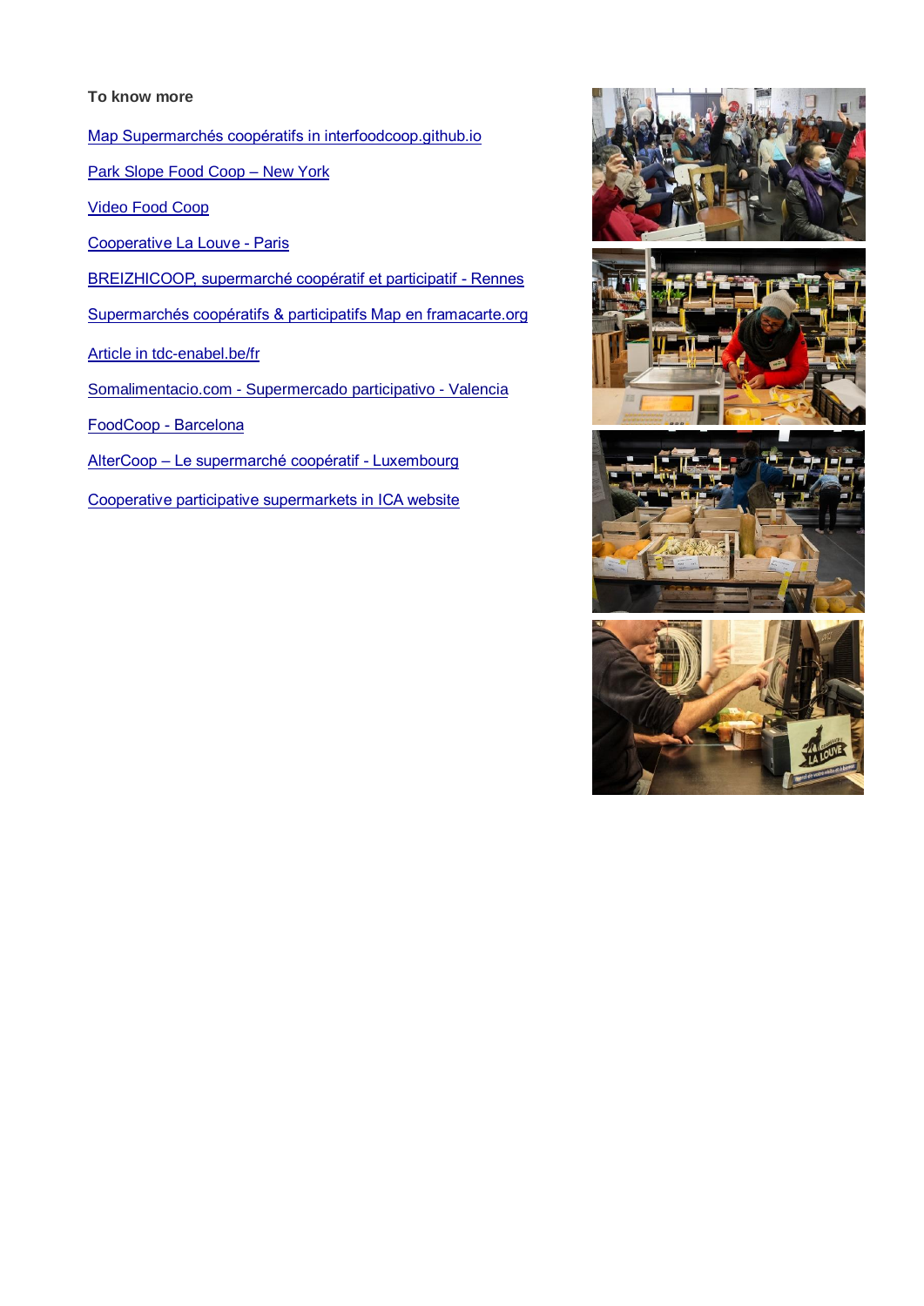**To know more**

Map Supermarchés coopératifs in interfoodcoop.github.io

Park Slope Food Coop – New York

Video Food Coop

Cooperative La Louve - Paris

BREIZHICOOP, supermarché coopératif et participatif - Rennes

Supermarchés coopératifs & participatifs Map en framacarte.org

Article in tdc-enabel.be/fr

Somalimentacio.com - Supermercado participativo - Valencia

FoodCoop - Barcelona

AlterCoop – Le supermarché coopératif - Luxembourg

Cooperative participative supermarkets in ICA website